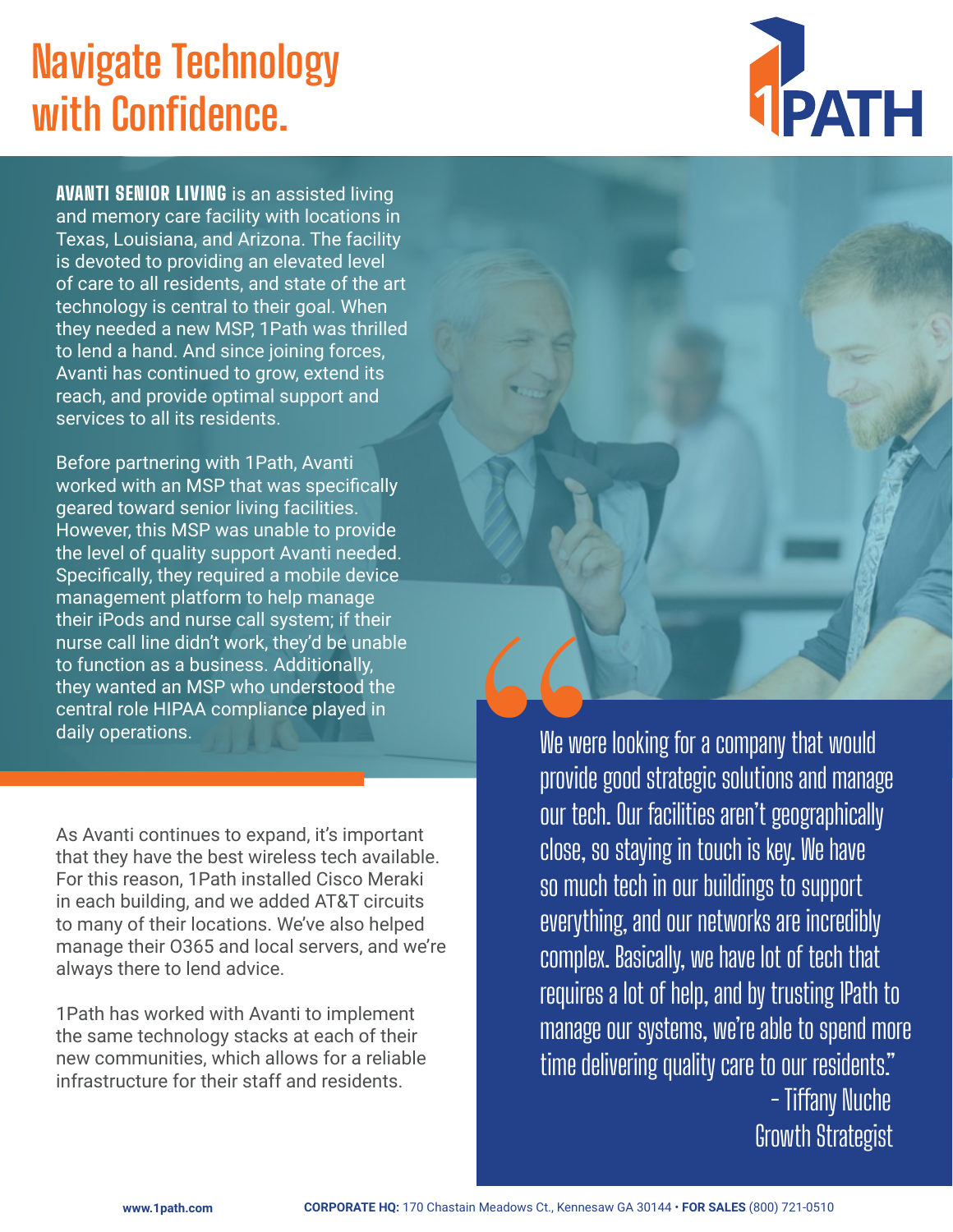# Navigate Technology with Confidence.

1PATH

**AVANTI SENIOR LIVING** is an assisted living and memory care facility with locations in Texas, Louisiana, and Arizona. The facility is devoted to providing an elevated level of care to all residents, and state of the art technology is central to their goal. When they needed a new MSP, 1Path was thrilled to lend a hand. And since joining forces, Avanti has continued to grow, extend its reach, and provide optimal support and services to all its residents.

Before partnering with 1Path, Avanti worked with an MSP that was specifically geared toward senior living facilities. However, this MSP was unable to provide the level of quality support Avanti needed. Specifically, they required a mobile device management platform to help manage their iPods and nurse call system; if their nurse call line didn't work, they'd be unable to function as a business. Additionally, they wanted an MSP who understood the central role HIPAA compliance played in daily operations.

As Avanti continues to expand, it's important that they have the best wireless tech available. For this reason, 1Path installed Cisco Meraki in each building, and we added AT&T circuits to many of their locations. We've also helped manage their O365 and local servers, and we're always there to lend advice.

1Path has worked with Avanti to implement the same technology stacks at each of their new communities, which allows for a reliable infrastructure for their staff and residents.

> "We were looking for a company that would provide good strategic solutions and manage our tech. Our facilities aren't geographically close, so staying in touch is key. We have so much tech in our buildings to support everything, and our networks are incredibly complex. Basically, we have lot of tech that requires a lot of help, and by trusting 1Path to manage our systems, we're able to spend more time delivering quality care to our residents."
>
> – Tiffany Nuche
> Growth Strategist

www.1path.com **CORPORATE HQ:** 170 Chastain Meadows Ct., Kennesaw GA 30144 • **FOR SALES** (800) 721-0510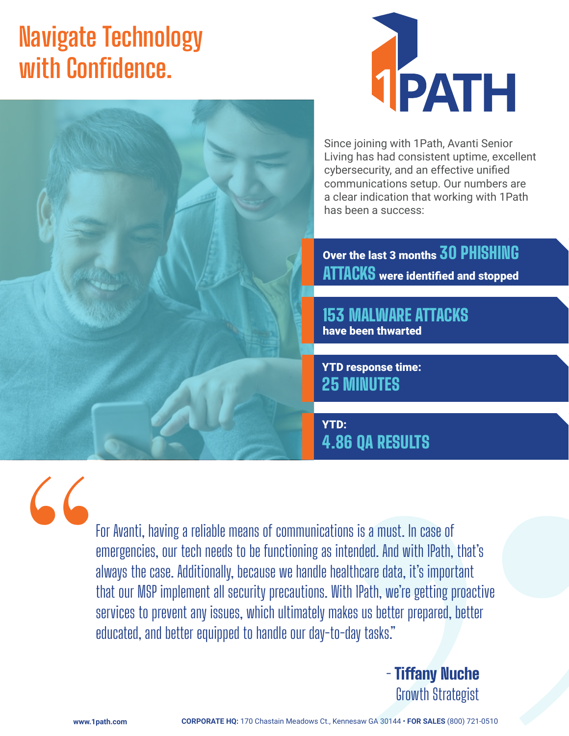# Navigate Technology with Confidence.

1PATH

Since joining with 1Path, Avanti Senior Living has had consistent uptime, excellent cybersecurity, and an effective unified communications setup. Our numbers are a clear indication that working with 1Path has been a success:

**Over the last 3 months 30 PHISHING ATTACKS were identified and stopped**

**153 MALWARE ATTACKS have been thwarted**

**YTD response time: 25 MINUTES**

**YTD: 4.86 QA RESULTS**

"For Avanti, having a reliable means of communications is a must. In case of emergencies, our tech needs to be functioning as intended. And with 1Path, that's always the case. Additionally, because we handle healthcare data, it's important that our MSP implement all security precautions. With 1Path, we're getting proactive services to prevent any issues, which ultimately makes us better prepared, better educated, and better equipped to handle our day-to-day tasks."

\- **Tiffany Nuche**
Growth Strategist

www.1path.com

**CORPORATE HQ:** 170 Chastain Meadows Ct., Kennesaw GA 30144 • **FOR SALES** (800) 721-0510